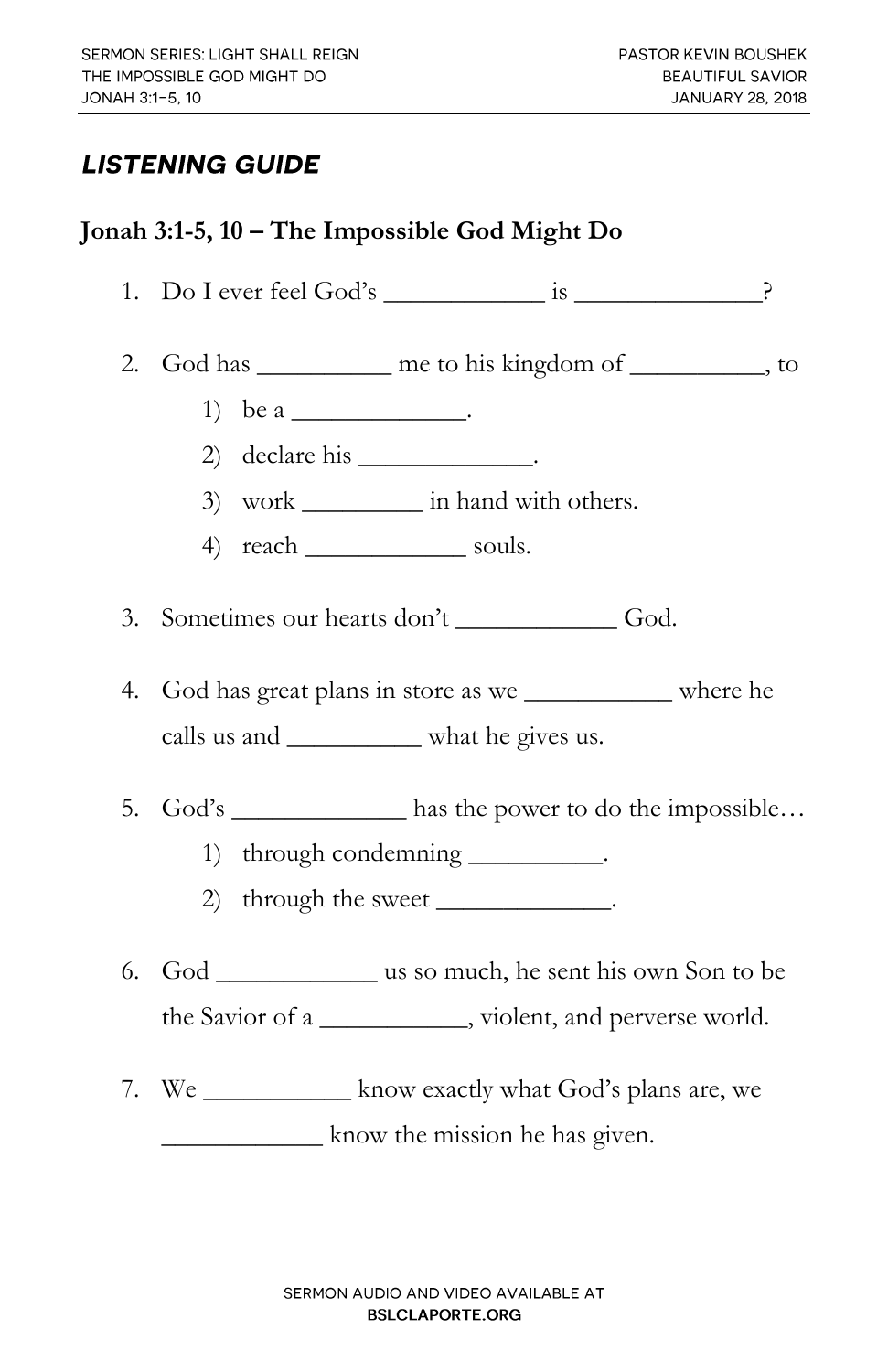SERMON SERIES: LIGHT SHALL REIGN
THE IMPOSSIBLE GOD MIGHT DO
JONAH 3:1–5, 10

PASTOR KEVIN BOUSHEK
BEAUTIFUL SAVIOR
JANUARY 28, 2018

## *LISTENING GUIDE*

### Jonah 3:1-5, 10 – The Impossible God Might Do

1. Do I ever feel God's ____________ is ______________?

2. God has __________ me to his kingdom of __________, to
   1) be a _____________.
   2) declare his _____________.
   3) work _________ in hand with others.
   4) reach ____________ souls.

3. Sometimes our hearts don't ____________ God.

4. God has great plans in store as we ___________ where he calls us and __________ what he gives us.

5. God's _____________ has the power to do the impossible…
   1) through condemning __________.
   2) through the sweet _____________.

6. God ____________ us so much, he sent his own Son to be the Savior of a ___________, violent, and perverse world.

7. We ___________ know exactly what God's plans are, we ____________ know the mission he has given.

SERMON AUDIO AND VIDEO AVAILABLE AT
**BSLCLAPORTE.ORG**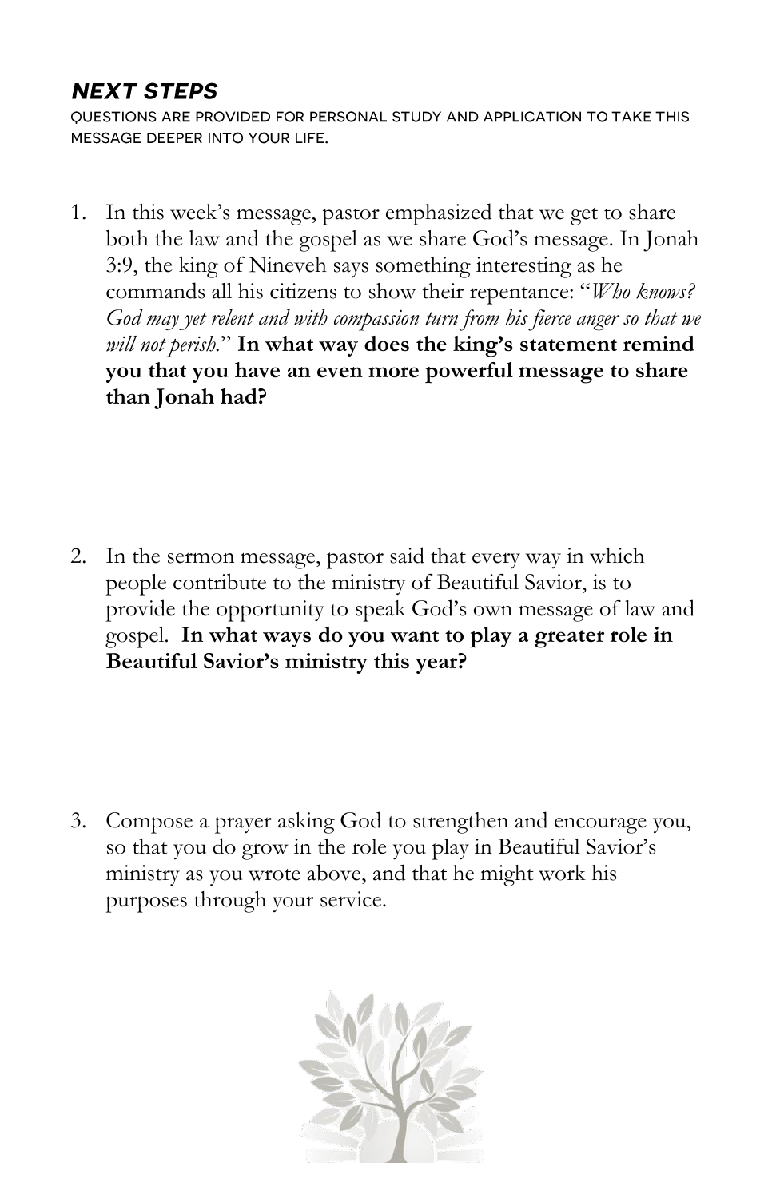## *NEXT STEPS*

QUESTIONS ARE PROVIDED FOR PERSONAL STUDY AND APPLICATION TO TAKE THIS MESSAGE DEEPER INTO YOUR LIFE.

1. In this week's message, pastor emphasized that we get to share both the law and the gospel as we share God's message. In Jonah 3:9, the king of Nineveh says something interesting as he commands all his citizens to show their repentance: "*Who knows? God may yet relent and with compassion turn from his fierce anger so that we will not perish.*" **In what way does the king's statement remind you that you have an even more powerful message to share than Jonah had?**

2. In the sermon message, pastor said that every way in which people contribute to the ministry of Beautiful Savior, is to provide the opportunity to speak God's own message of law and gospel. **In what ways do you want to play a greater role in Beautiful Savior's ministry this year?**

3. Compose a prayer asking God to strengthen and encourage you, so that you do grow in the role you play in Beautiful Savior's ministry as you wrote above, and that he might work his purposes through your service.